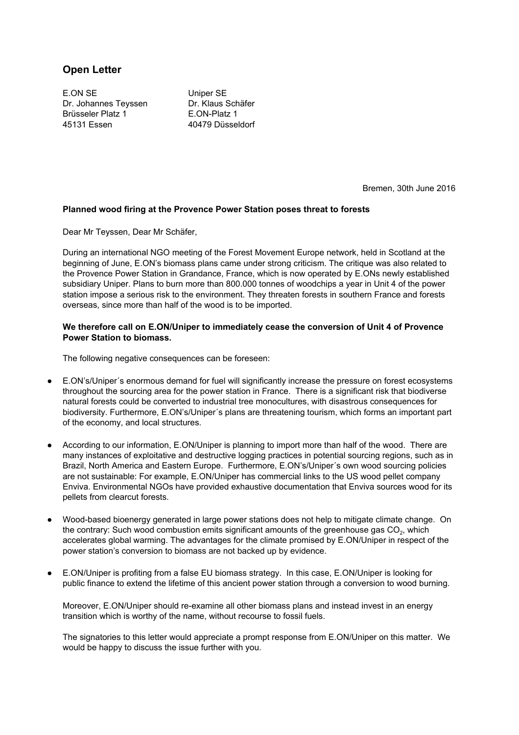## Open Letter

E.ON SE
Dr. Johannes Teyssen
Brüsseler Platz 1
45131 Essen

Uniper SE
Dr. Klaus Schäfer
E.ON-Platz 1
40479 Düsseldorf

Bremen, 30th June 2016

**Planned wood firing at the Provence Power Station poses threat to forests**

Dear Mr Teyssen, Dear Mr Schäfer,

During an international NGO meeting of the Forest Movement Europe network, held in Scotland at the beginning of June, E.ON's biomass plans came under strong criticism. The critique was also related to the Provence Power Station in Grandance, France, which is now operated by E.ONs newly established subsidiary Uniper. Plans to burn more than 800.000 tonnes of woodchips a year in Unit 4 of the power station impose a serious risk to the environment. They threaten forests in southern France and forests overseas, since more than half of the wood is to be imported.

**We therefore call on E.ON/Uniper to immediately cease the conversion of Unit 4 of Provence Power Station to biomass.**

The following negative consequences can be foreseen:

- E.ON's/Uniper´s enormous demand for fuel will significantly increase the pressure on forest ecosystems throughout the sourcing area for the power station in France. There is a significant risk that biodiverse natural forests could be converted to industrial tree monocultures, with disastrous consequences for biodiversity. Furthermore, E.ON's/Uniper´s plans are threatening tourism, which forms an important part of the economy, and local structures.
- According to our information, E.ON/Uniper is planning to import more than half of the wood. There are many instances of exploitative and destructive logging practices in potential sourcing regions, such as in Brazil, North America and Eastern Europe. Furthermore, E.ON's/Uniper´s own wood sourcing policies are not sustainable: For example, E.ON/Uniper has commercial links to the US wood pellet company Enviva. Environmental NGOs have provided exhaustive documentation that Enviva sources wood for its pellets from clearcut forests.
- Wood-based bioenergy generated in large power stations does not help to mitigate climate change. On the contrary: Such wood combustion emits significant amounts of the greenhouse gas $CO_2$, which accelerates global warming. The advantages for the climate promised by E.ON/Uniper in respect of the power station's conversion to biomass are not backed up by evidence.
- E.ON/Uniper is profiting from a false EU biomass strategy. In this case, E.ON/Uniper is looking for public finance to extend the lifetime of this ancient power station through a conversion to wood burning.

Moreover, E.ON/Uniper should re-examine all other biomass plans and instead invest in an energy transition which is worthy of the name, without recourse to fossil fuels.

The signatories to this letter would appreciate a prompt response from E.ON/Uniper on this matter. We would be happy to discuss the issue further with you.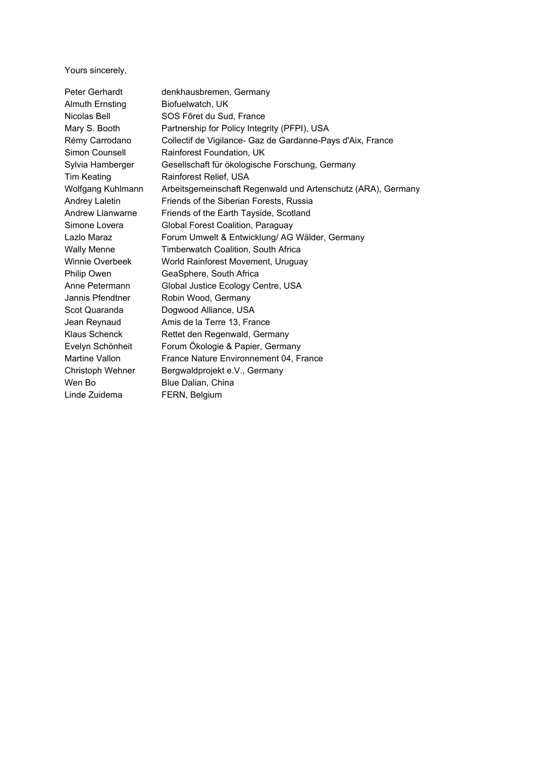Yours sincerely,

| | |
|---|---|
| Peter Gerhardt | denkhausbremen, Germany |
| Almuth Ernsting | Biofuelwatch, UK |
| Nicolas Bell | SOS Fôret du Sud, France |
| Mary S. Booth | Partnership for Policy Integrity (PFPI), USA |
| Rémy Carrodano | Collectif de Vigilance- Gaz de Gardanne-Pays d'Aix, France |
| Simon Counsell | Rainforest Foundation, UK |
| Sylvia Hamberger | Gesellschaft für ökologische Forschung, Germany |
| Tim Keating | Rainforest Relief, USA |
| Wolfgang Kuhlmann | Arbeitsgemeinschaft Regenwald und Artenschutz (ARA), Germany |
| Andrey Laletin | Friends of the Siberian Forests, Russia |
| Andrew Llanwarne | Friends of the Earth Tayside, Scotland |
| Simone Lovera | Global Forest Coalition, Paraguay |
| Lazlo Maraz | Forum Umwelt & Entwicklung/ AG Wälder, Germany |
| Wally Menne | Timberwatch Coalition, South Africa |
| Winnie Overbeek | World Rainforest Movement, Uruguay |
| Philip Owen | GeaSphere, South Africa |
| Anne Petermann | Global Justice Ecology Centre, USA |
| Jannis Pfendtner | Robin Wood, Germany |
| Scot Quaranda | Dogwood Alliance, USA |
| Jean Reynaud | Amis de la Terre 13, France |
| Klaus Schenck | Rettet den Regenwald, Germany |
| Evelyn Schönheit | Forum Ökologie & Papier, Germany |
| Martine Vallon | France Nature Environnement 04, France |
| Christoph Wehner | Bergwaldprojekt e.V., Germany |
| Wen Bo | Blue Dalian, China |
| Linde Zuidema | FERN, Belgium |